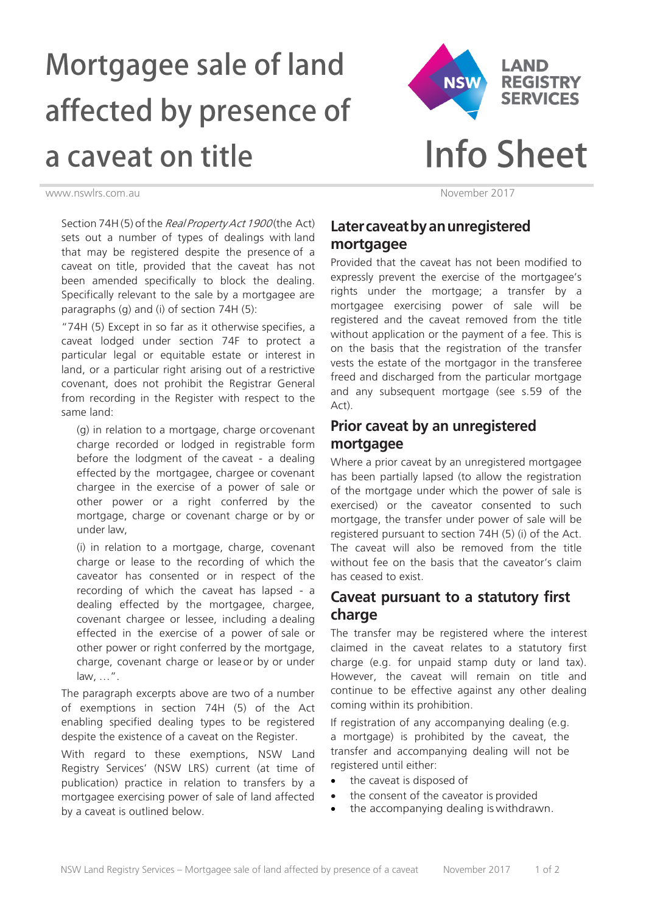# Mortgagee sale of land affected by presence of a caveat on title

LAND REGISTRY SERVICES

# Info Sheet

www.nswlrs.com.au

November 2017

Section 74H (5) of the *Real Property Act 1900* (the Act) sets out a number of types of dealings with land that may be registered despite the presence of a caveat on title, provided that the caveat has not been amended specifically to block the dealing. Specifically relevant to the sale by a mortgagee are paragraphs (g) and (i) of section 74H (5):

"74H (5) Except in so far as it otherwise specifies, a caveat lodged under section 74F to protect a particular legal or equitable estate or interest in land, or a particular right arising out of a restrictive covenant, does not prohibit the Registrar General from recording in the Register with respect to the same land:

> (g) in relation to a mortgage, charge or covenant charge recorded or lodged in registrable form before the lodgment of the caveat - a dealing effected by the mortgagee, chargee or covenant chargee in the exercise of a power of sale or other power or a right conferred by the mortgage, charge or covenant charge or by or under law,
>
> (i) in relation to a mortgage, charge, covenant charge or lease to the recording of which the caveator has consented or in respect of the recording of which the caveat has lapsed - a dealing effected by the mortgagee, chargee, covenant chargee or lessee, including a dealing effected in the exercise of a power of sale or other power or right conferred by the mortgage, charge, covenant charge or lease or by or under law, …".

The paragraph excerpts above are two of a number of exemptions in section 74H (5) of the Act enabling specified dealing types to be registered despite the existence of a caveat on the Register.

With regard to these exemptions, NSW Land Registry Services' (NSW LRS) current (at time of publication) practice in relation to transfers by a mortgagee exercising power of sale of land affected by a caveat is outlined below.

## Later caveat by an unregistered mortgagee

Provided that the caveat has not been modified to expressly prevent the exercise of the mortgagee's rights under the mortgage; a transfer by a mortgagee exercising power of sale will be registered and the caveat removed from the title without application or the payment of a fee. This is on the basis that the registration of the transfer vests the estate of the mortgagor in the transferee freed and discharged from the particular mortgage and any subsequent mortgage (see s.59 of the Act).

## Prior caveat by an unregistered mortgagee

Where a prior caveat by an unregistered mortgagee has been partially lapsed (to allow the registration of the mortgage under which the power of sale is exercised) or the caveator consented to such mortgage, the transfer under power of sale will be registered pursuant to section 74H (5) (i) of the Act. The caveat will also be removed from the title without fee on the basis that the caveator's claim has ceased to exist.

## Caveat pursuant to a statutory first charge

The transfer may be registered where the interest claimed in the caveat relates to a statutory first charge (e.g. for unpaid stamp duty or land tax). However, the caveat will remain on title and continue to be effective against any other dealing coming within its prohibition.

If registration of any accompanying dealing (e.g. a mortgage) is prohibited by the caveat, the transfer and accompanying dealing will not be registered until either:

- the caveat is disposed of
- the consent of the caveator is provided
- the accompanying dealing is withdrawn.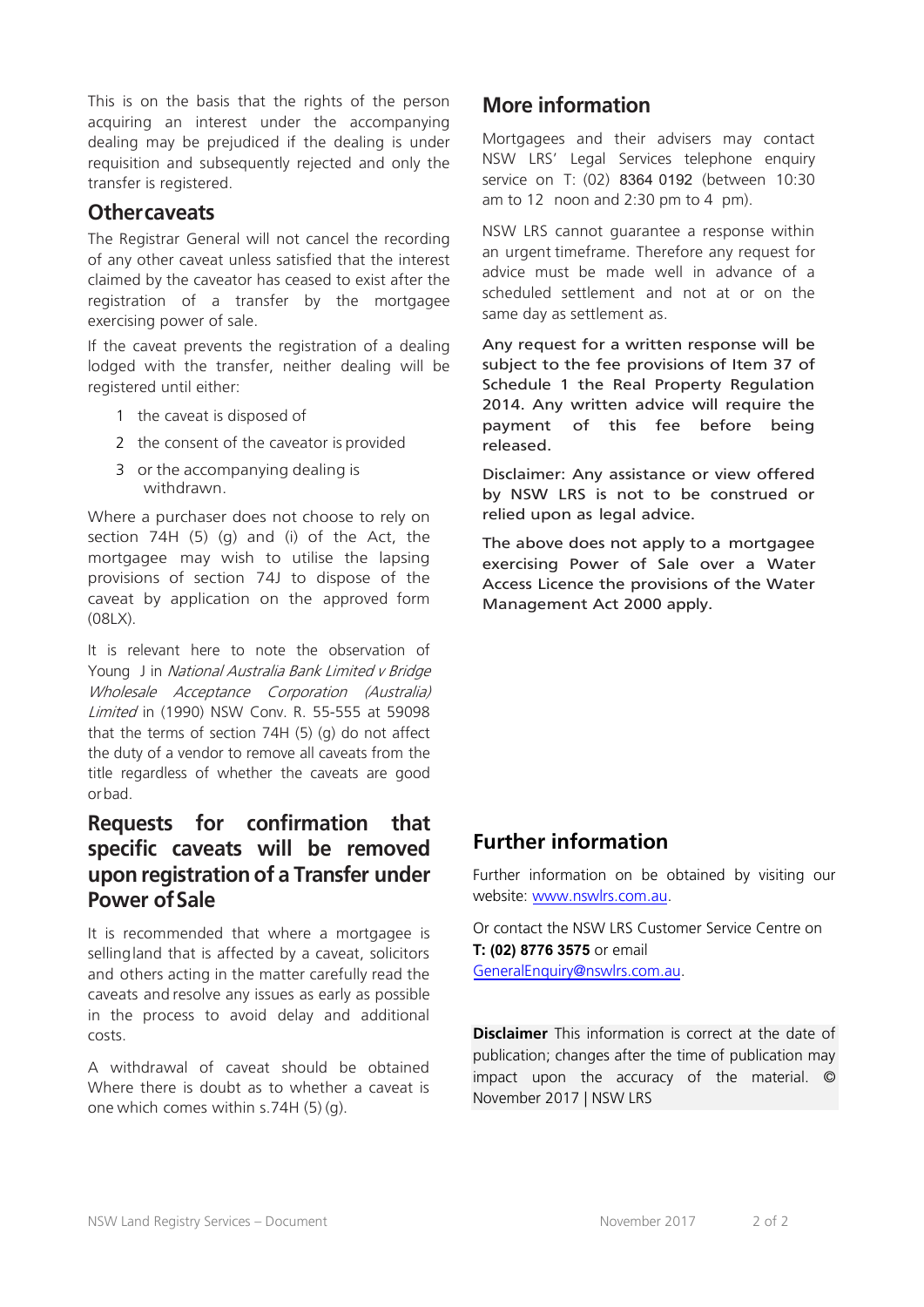This is on the basis that the rights of the person acquiring an interest under the accompanying dealing may be prejudiced if the dealing is under requisition and subsequently rejected and only the transfer is registered.

## Other caveats

The Registrar General will not cancel the recording of any other caveat unless satisfied that the interest claimed by the caveator has ceased to exist after the registration of a transfer by the mortgagee exercising power of sale.

If the caveat prevents the registration of a dealing lodged with the transfer, neither dealing will be registered until either:

1. the caveat is disposed of
2. the consent of the caveator is provided
3. or the accompanying dealing is withdrawn.

Where a purchaser does not choose to rely on section 74H (5) (g) and (i) of the Act, the mortgagee may wish to utilise the lapsing provisions of section 74J to dispose of the caveat by application on the approved form (08LX).

It is relevant here to note the observation of Young J in *National Australia Bank Limited v Bridge Wholesale Acceptance Corporation (Australia) Limited* in (1990) NSW Conv. R. 55-555 at 59098 that the terms of section 74H (5) (g) do not affect the duty of a vendor to remove all caveats from the title regardless of whether the caveats are good or bad.

## Requests for confirmation that specific caveats will be removed upon registration of a Transfer under Power of Sale

It is recommended that where a mortgagee is selling land that is affected by a caveat, solicitors and others acting in the matter carefully read the caveats and resolve any issues as early as possible in the process to avoid delay and additional costs.

A withdrawal of caveat should be obtained Where there is doubt as to whether a caveat is one which comes within s.74H (5) (g).

## More information

Mortgagees and their advisers may contact NSW LRS' Legal Services telephone enquiry service on T: (02) 8364 0192 (between 10:30 am to 12 noon and 2:30 pm to 4 pm).

NSW LRS cannot guarantee a response within an urgent timeframe. Therefore any request for advice must be made well in advance of a scheduled settlement and not at or on the same day as settlement as.

**Any request for a written response will be subject to the fee provisions of Item 37 of Schedule 1 the Real Property Regulation 2014. Any written advice will require the payment of this fee before being released.**

**Disclaimer: Any assistance or view offered by NSW LRS is not to be construed or relied upon as legal advice.**

**The above does not apply to a mortgagee exercising Power of Sale over a Water Access Licence the provisions of the Water Management Act 2000 apply.**

## Further information

Further information on be obtained by visiting our website: [www.nswlrs.com.au](http://www.nswlrs.com.au).

Or contact the NSW LRS Customer Service Centre on **T: (02) 8776 3575** or email [GeneralEnquiry@nswlrs.com.au](mailto:GeneralEnquiry@nswlrs.com.au).

**Disclaimer** This information is correct at the date of publication; changes after the time of publication may impact upon the accuracy of the material. © November 2017 | NSW LRS